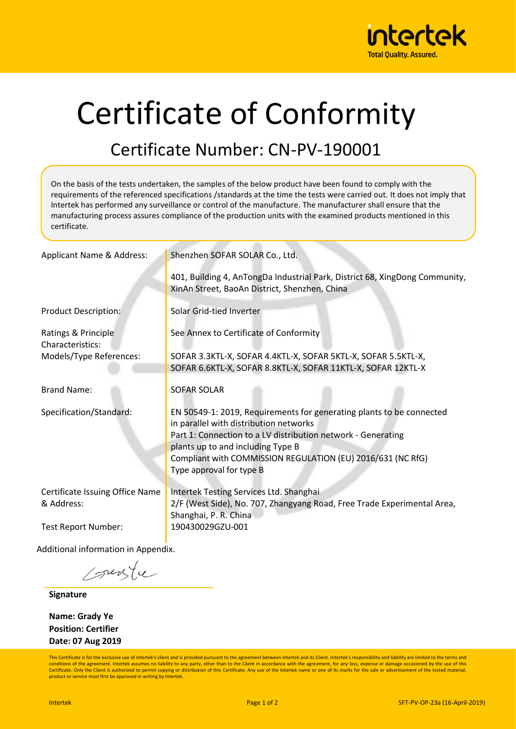# Certificate of Conformity

## Certificate Number: CN-PV-190001

On the basis of the tests undertaken, the samples of the below product have been found to comply with the requirements of the referenced specifications /standards at the time the tests were carried out. It does not imply that Intertek has performed any surveillance or control of the manufacture. The manufacturer shall ensure that the manufacturing process assures compliance of the production units with the examined products mentioned in this certificate.

| | |
|---|---|
| Applicant Name & Address: | Shenzhen SOFAR SOLAR Co., Ltd.<br><br>401, Building 4, AnTongDa Industrial Park, District 68, XingDong Community, XinAn Street, BaoAn District, Shenzhen, China |
| Product Description: | Solar Grid-tied Inverter |
| Ratings & Principle Characteristics: | See Annex to Certificate of Conformity |
| Models/Type References: | SOFAR 3.3KTL-X, SOFAR 4.4KTL-X, SOFAR 5KTL-X, SOFAR 5.5KTL-X, SOFAR 6.6KTL-X, SOFAR 8.8KTL-X, SOFAR 11KTL-X, SOFAR 12KTL-X |
| Brand Name: | SOFAR SOLAR |
| Specification/Standard: | EN 50549-1: 2019, Requirements for generating plants to be connected in parallel with distribution networks<br>Part 1: Connection to a LV distribution network - Generating plants up to and including Type B<br>Compliant with COMMISSION REGULATION (EU) 2016/631 (NC RfG)<br>Type approval for type B |
| Certificate Issuing Office Name & Address: | Intertek Testing Services Ltd. Shanghai<br>2/F (West Side), No. 707, Zhangyang Road, Free Trade Experimental Area, Shanghai, P. R. China |
| Test Report Number: | 190430029GZU-001 |

Additional information in Appendix.

**Signature**

**Name: Grady Ye**
**Position: Certifier**
**Date: 07 Aug 2019**

This Certificate is for the exclusive use of Intertek's client and is provided pursuant to the agreement between Intertek and its Client. Intertek's responsibility and liability are limited to the terms and conditions of the agreement. Intertek assumes no liability to any party, other than to the Client in accordance with the agreement, for any loss, expense or damage occasioned by the use of this Certificate. Only the Client is authorized to permit copying or distribution of this Certificate. Any use of the Intertek name or one of its marks for the sale or advertisement of the tested material, product or service must first be approved in writing by Intertek.

SFT-PV-OP-23a (16-April-2019)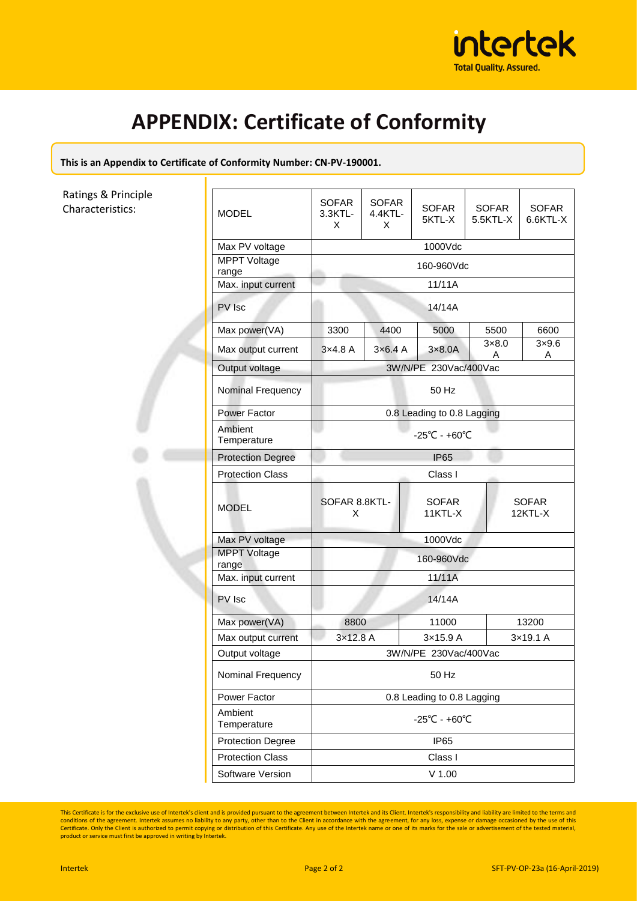# APPENDIX: Certificate of Conformity

**This is an Appendix to Certificate of Conformity Number: CN-PV-190001.**

Ratings & Principle Characteristics:

| MODEL | SOFAR 3.3KTL-X | SOFAR 4.4KTL-X | SOFAR 5KTL-X | SOFAR 5.5KTL-X | SOFAR 6.6KTL-X |
|---|---|---|---|---|---|
| Max PV voltage | 1000Vdc | | | | |
| MPPT Voltage range | 160-960Vdc | | | | |
| Max. input current | 11/11A | | | | |
| PV Isc | 14/14A | | | | |
| Max power(VA) | 3300 | 4400 | 5000 | 5500 | 6600 |
| Max output current | 3×4.8 A | 3×6.4 A | 3×8.0A | 3×8.0 A | 3×9.6 A |
| Output voltage | 3W/N/PE 230Vac/400Vac | | | | |
| Nominal Frequency | 50 Hz | | | | |
| Power Factor | 0.8 Leading to 0.8 Lagging | | | | |
| Ambient Temperature | -25℃ - +60℃ | | | | |
| Protection Degree | IP65 | | | | |
| Protection Class | Class I | | | | |

| MODEL | SOFAR 8.8KTL-X | SOFAR 11KTL-X | SOFAR 12KTL-X |
|---|---|---|---|
| Max PV voltage | 1000Vdc | | |
| MPPT Voltage range | 160-960Vdc | | |
| Max. input current | 11/11A | | |
| PV Isc | 14/14A | | |
| Max power(VA) | 8800 | 11000 | 13200 |
| Max output current | 3×12.8 A | 3×15.9 A | 3×19.1 A |
| Output voltage | 3W/N/PE 230Vac/400Vac | | |
| Nominal Frequency | 50 Hz | | |
| Power Factor | 0.8 Leading to 0.8 Lagging | | |
| Ambient Temperature | -25℃ - +60℃ | | |
| Protection Degree | IP65 | | |
| Protection Class | Class I | | |
| Software Version | V 1.00 | | |

This Certificate is for the exclusive use of Intertek's client and is provided pursuant to the agreement between Intertek and its Client. Intertek's responsibility and liability are limited to the terms and conditions of the agreement. Intertek assumes no liability to any party, other than to the Client in accordance with the agreement, for any loss, expense or damage occasioned by the use of this Certificate. Only the Client is authorized to permit copying or distribution of this Certificate. Any use of the Intertek name or one of its marks for the sale or advertisement of the tested material, product or service must first be approved in writing by Intertek.

Intertek SFT-PV-OP-23a (16-April-2019)